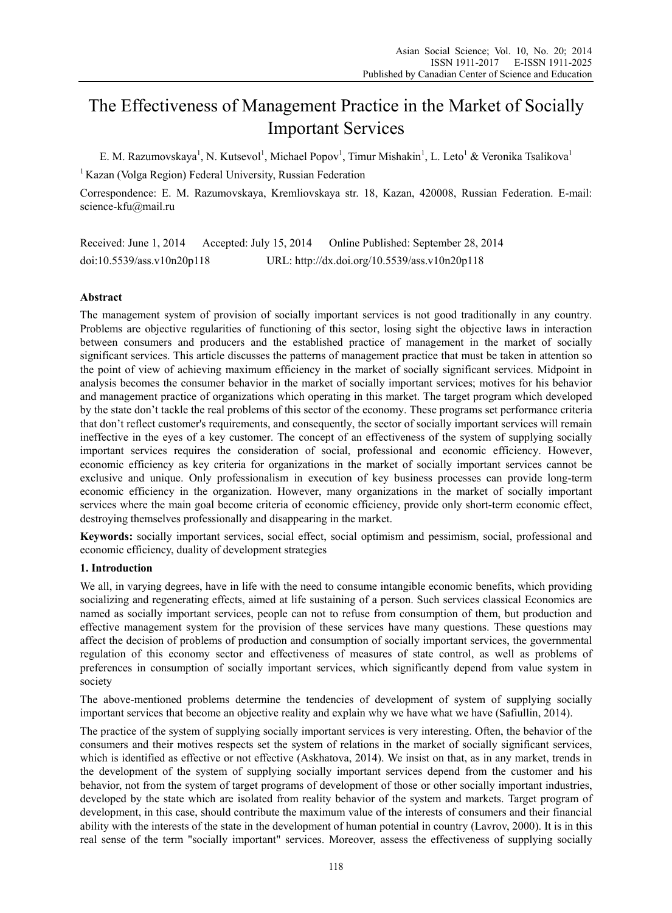# The Effectiveness of Management Practice in the Market of Socially Important Services

E. M. Razumovskaya[1], N. Kutsevol[1], Michael Popov[1], Timur Mishakin[1], L. Leto[1] & Veronika Tsalikova[1]

[1] Kazan (Volga Region) Federal University, Russian Federation

Correspondence: E. M. Razumovskaya, Kremliovskaya str. 18, Kazan, 420008, Russian Federation. E-mail: science-kfu@mail.ru

Received: June 1, 2014 Accepted: July 15, 2014 Online Published: September 28, 2014

doi:10.5539/ass.v10n20p118 URL: http://dx.doi.org/10.5539/ass.v10n20p118

## Abstract

The management system of provision of socially important services is not good traditionally in any country. Problems are objective regularities of functioning of this sector, losing sight the objective laws in interaction between consumers and producers and the established practice of management in the market of socially significant services. This article discusses the patterns of management practice that must be taken in attention so the point of view of achieving maximum efficiency in the market of socially significant services. Midpoint in analysis becomes the consumer behavior in the market of socially important services; motives for his behavior and management practice of organizations which operating in this market. The target program which developed by the state don't tackle the real problems of this sector of the economy. These programs set performance criteria that don't reflect customer's requirements, and consequently, the sector of socially important services will remain ineffective in the eyes of a key customer. The concept of an effectiveness of the system of supplying socially important services requires the consideration of social, professional and economic efficiency. However, economic efficiency as key criteria for organizations in the market of socially important services cannot be exclusive and unique. Only professionalism in execution of key business processes can provide long-term economic efficiency in the organization. However, many organizations in the market of socially important services where the main goal become criteria of economic efficiency, provide only short-term economic effect, destroying themselves professionally and disappearing in the market.

**Keywords:** socially important services, social effect, social optimism and pessimism, social, professional and economic efficiency, duality of development strategies

## 1. Introduction

We all, in varying degrees, have in life with the need to consume intangible economic benefits, which providing socializing and regenerating effects, aimed at life sustaining of a person. Such services classical Economics are named as socially important services, people can not to refuse from consumption of them, but production and effective management system for the provision of these services have many questions. These questions may affect the decision of problems of production and consumption of socially important services, the governmental regulation of this economy sector and effectiveness of measures of state control, as well as problems of preferences in consumption of socially important services, which significantly depend from value system in society

The above-mentioned problems determine the tendencies of development of system of supplying socially important services that become an objective reality and explain why we have what we have (Safiullin, 2014).

The practice of the system of supplying socially important services is very interesting. Often, the behavior of the consumers and their motives respects set the system of relations in the market of socially significant services, which is identified as effective or not effective (Askhatova, 2014). We insist on that, as in any market, trends in the development of the system of supplying socially important services depend from the customer and his behavior, not from the system of target programs of development of those or other socially important industries, developed by the state which are isolated from reality behavior of the system and markets. Target program of development, in this case, should contribute the maximum value of the interests of consumers and their financial ability with the interests of the state in the development of human potential in country (Lavrov, 2000). It is in this real sense of the term "socially important" services. Moreover, assess the effectiveness of supplying socially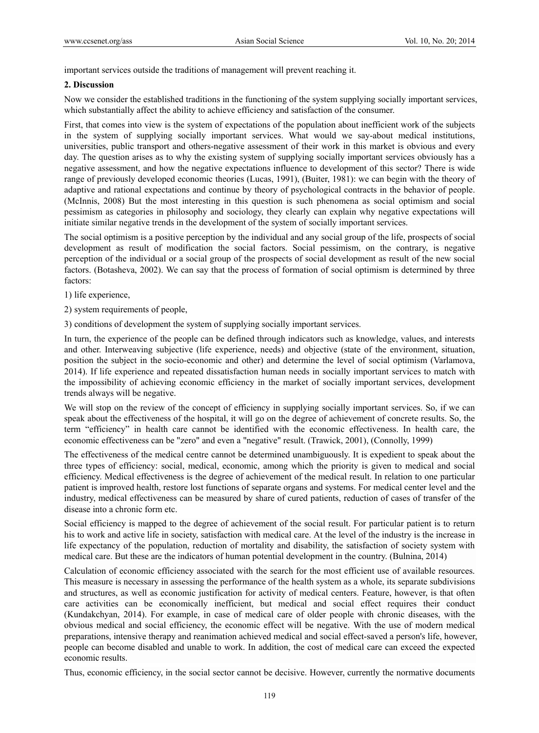important services outside the traditions of management will prevent reaching it.

## 2. Discussion

Now we consider the established traditions in the functioning of the system supplying socially important services, which substantially affect the ability to achieve efficiency and satisfaction of the consumer.

First, that comes into view is the system of expectations of the population about inefficient work of the subjects in the system of supplying socially important services. What would we say-about medical institutions, universities, public transport and others-negative assessment of their work in this market is obvious and every day. The question arises as to why the existing system of supplying socially development important services obviously has a negative assessment, and how the negative expectations influence to development of this sector? There is wide range of previously developed economic theories (Lucas, 1991), (Buiter, 1981): we can begin with the theory of adaptive and rational expectations and continue by theory of psychological contracts in the behavior of people. (McInnis, 2008) But the most interesting in this question is such phenomena as social optimism and social pessimism as categories in philosophy and sociology, they clearly can explain why negative expectations will initiate similar negative trends in the development of the system of socially important services.

The social optimism is a positive perception by the individual and any social group of the life, prospects of social development as result of modification the social factors. Social pessimism, on the contrary, is negative perception of the individual or a social group of the prospects of social development as result of the new social factors. (Botasheva, 2002). We can say that the process of formation of social optimism is determined by three factors:

1) life experience,

2) system requirements of people,

3) conditions of development the system of supplying socially important services.

In turn, the experience of the people can be defined through indicators such as knowledge, values, and interests and other. Interweaving subjective (life experience, needs) and objective (state of the environment, situation, position the subject in the socio-economic and other) and determine the level of social optimism (Varlamova, 2014). If life experience and repeated dissatisfaction human needs in socially important services to match with the impossibility of achieving economic efficiency in the market of socially important services, development trends always will be negative.

We will stop on the review of the concept of efficiency in supplying socially important services. So, if we can speak about the effectiveness of the hospital, it will go on the degree of achievement of concrete results. So, the term "efficiency" in health care cannot be identified with the economic effectiveness. In health care, the economic effectiveness can be "zero" and even a "negative" result. (Trawick, 2001), (Connolly, 1999)

The effectiveness of the medical centre cannot be determined unambiguously. It is expedient to speak about the three types of efficiency: social, medical, economic, among which the priority is given to medical and social efficiency. Medical effectiveness is the degree of achievement of the medical result. In relation to one particular patient is improved health, restore lost functions of separate organs and systems. For medical center level and the industry, medical effectiveness can be measured by share of cured patients, reduction of cases of transfer of the disease into a chronic form etc.

Social efficiency is mapped to the degree of achievement of the social result. For particular patient is to return his to work and active life in society, satisfaction with medical care. At the level of the industry is the increase in life expectancy of the population, reduction of mortality and disability, the satisfaction of society system with medical care. But these are the indicators of human potential development in the country. (Bulnina, 2014)

Calculation of economic efficiency associated with the search for the most efficient use of available resources. This measure is necessary in assessing the performance of the health system as a whole, its separate subdivisions and structures, as well as economic justification for activity of medical centers. Feature, however, is that often care activities can be economically inefficient, but medical and social effect requires their conduct (Kundakchyan, 2014). For example, in case of medical care of older people with chronic diseases, with the obvious medical and social efficiency, the economic effect will be negative. With the use of modern medical preparations, intensive therapy and reanimation achieved medical and social effect-saved a person's life, however, people can become disabled and unable to work. In addition, the cost of medical care can exceed the expected economic results.

Thus, economic efficiency, in the social sector cannot be decisive. However, currently the normative documents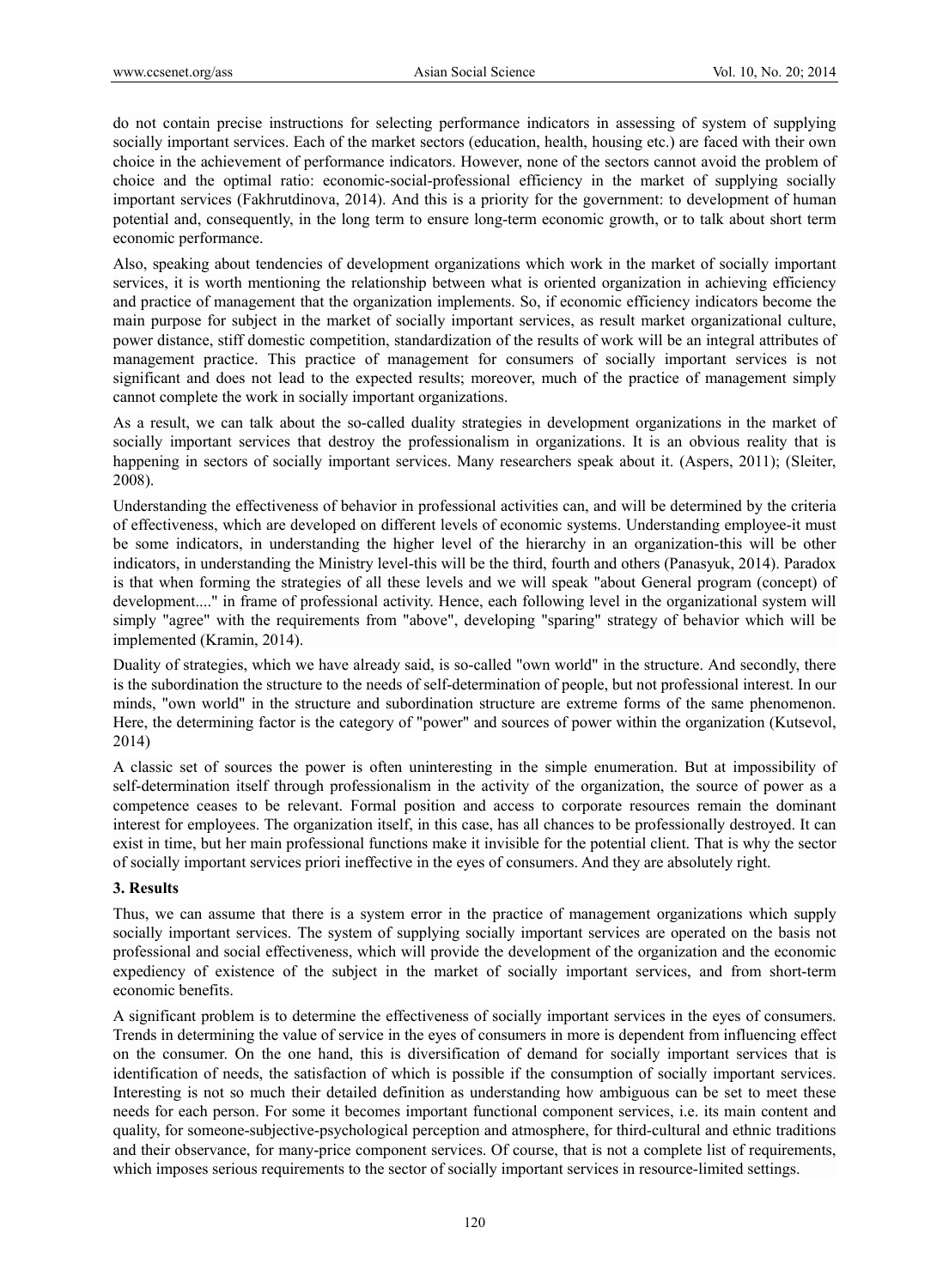do not contain precise instructions for selecting performance indicators in assessing of system of supplying socially important services. Each of the market sectors (education, health, housing etc.) are faced with their own choice in the achievement of performance indicators. However, none of the sectors cannot avoid the problem of choice and the optimal ratio: economic-social-professional efficiency in the market of supplying socially important services (Fakhrutdinova, 2014). And this is a priority for the government: to development of human potential and, consequently, in the long term to ensure long-term economic growth, or to talk about short term economic performance.

Also, speaking about tendencies of development organizations which work in the market of socially important services, it is worth mentioning the relationship between what is oriented organization in achieving efficiency and practice of management that the organization implements. So, if economic efficiency indicators become the main purpose for subject in the market of socially important services, as result market organizational culture, power distance, stiff domestic competition, standardization of the results of work will be an integral attributes of management practice. This practice of management for consumers of socially important services is not significant and does not lead to the expected results; moreover, much of the practice of management simply cannot complete the work in socially important organizations.

As a result, we can talk about the so-called duality strategies in development organizations in the market of socially important services that destroy the professionalism in organizations. It is an obvious reality that is happening in sectors of socially important services. Many researchers speak about it. (Aspers, 2011); (Sleiter, 2008).

Understanding the effectiveness of behavior in professional activities can, and will be determined by the criteria of effectiveness, which are developed on different levels of economic systems. Understanding employee-it must be some indicators, in understanding the higher level of the hierarchy in an organization-this will be other indicators, in understanding the Ministry level-this will be the third, fourth and others (Panasyuk, 2014). Paradox is that when forming the strategies of all these levels and we will speak "about General program (concept) of development...." in frame of professional activity. Hence, each following level in the organizational system will simply "agree" with the requirements from "above", developing "sparing" strategy of behavior which will be implemented (Kramin, 2014).

Duality of strategies, which we have already said, is so-called "own world" in the structure. And secondly, there is the subordination the structure to the needs of self-determination of people, but not professional interest. In our minds, "own world" in the structure and subordination structure are extreme forms of the same phenomenon. Here, the determining factor is the category of "power" and sources of power within the organization (Kutsevol, 2014)

A classic set of sources the power is often uninteresting in the simple enumeration. But at impossibility of self-determination itself through professionalism in the activity of the organization, the source of power as a competence ceases to be relevant. Formal position and access to corporate resources remain the dominant interest for employees. The organization itself, in this case, has all chances to be professionally destroyed. It can exist in time, but her main professional functions make it invisible for the potential client. That is why the sector of socially important services priori ineffective in the eyes of consumers. And they are absolutely right.

## 3. Results

Thus, we can assume that there is a system error in the practice of management organizations which supply socially important services. The system of supplying socially important services are operated on the basis not professional and social effectiveness, which will provide the development of the organization and the economic expediency of existence of the subject in the market of socially important services, and from short-term economic benefits.

A significant problem is to determine the effectiveness of socially important services in the eyes of consumers. Trends in determining the value of service in the eyes of consumers in more is dependent from influencing effect on the consumer. On the one hand, this is diversification of demand for socially important services that is identification of needs, the satisfaction of which is possible if the consumption of socially important services. Interesting is not so much their detailed definition as understanding how ambiguous can be set to meet these needs for each person. For some it becomes important functional component services, i.e. its main content and quality, for someone-subjective-psychological perception and atmosphere, for third-cultural and ethnic traditions and their observance, for many-price component services. Of course, that is not a complete list of requirements, which imposes serious requirements to the sector of socially important services in resource-limited settings.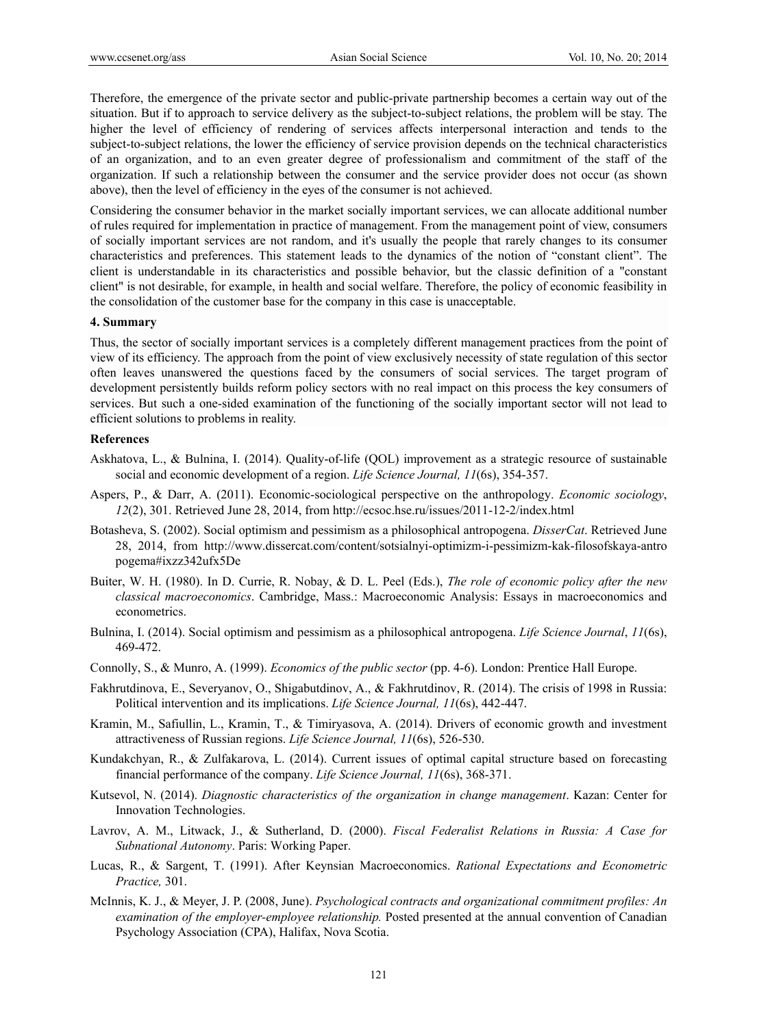Therefore, the emergence of the private sector and public-private partnership becomes a certain way out of the situation. But if to approach to service delivery as the subject-to-subject relations, the problem will be stay. The higher the level of efficiency of rendering of services affects interpersonal interaction and tends to the subject-to-subject relations, the lower the efficiency of service provision depends on the technical characteristics of an organization, and to an even greater degree of professionalism and commitment of the staff of the organization. If such a relationship between the consumer and the service provider does not occur (as shown above), then the level of efficiency in the eyes of the consumer is not achieved.

Considering the consumer behavior in the market socially important services, we can allocate additional number of rules required for implementation in practice of management. From the management point of view, consumers of socially important services are not random, and it's usually the people that rarely changes to its consumer characteristics and preferences. This statement leads to the dynamics of the notion of "constant client". The client is understandable in its characteristics and possible behavior, but the classic definition of a "constant client" is not desirable, for example, in health and social welfare. Therefore, the policy of economic feasibility in the consolidation of the customer base for the company in this case is unacceptable.

## 4. Summary

Thus, the sector of socially important services is a completely different management practices from the point of view of its efficiency. The approach from the point of view exclusively necessity of state regulation of this sector often leaves unanswered the questions faced by the consumers of social services. The target program of development persistently builds reform policy sectors with no real impact on this process the key consumers of services. But such a one-sided examination of the functioning of the socially important sector will not lead to efficient solutions to problems in reality.

## References

Askhatova, L., & Bulnina, I. (2014). Quality-of-life (QOL) improvement as a strategic resource of sustainable social and economic development of a region. *Life Science Journal, 11*(6s), 354-357.

Aspers, P., & Darr, A. (2011). Economic-sociological perspective on the anthropology. *Economic sociology*, *12*(2), 301. Retrieved June 28, 2014, from http://ecsoc.hse.ru/issues/2011-12-2/index.html

Botasheva, S. (2002). Social optimism and pessimism as a philosophical antropogena. *DisserCat*. Retrieved June 28, 2014, from http://www.dissercat.com/content/sotsialnyi-optimizm-i-pessimizm-kak-filosofskaya-antropogema#ixzz342ufx5De

Buiter, W. H. (1980). In D. Currie, R. Nobay, & D. L. Peel (Eds.), *The role of economic policy after the new classical macroeconomics*. Cambridge, Mass.: Macroeconomic Analysis: Essays in macroeconomics and econometrics.

Bulnina, I. (2014). Social optimism and pessimism as a philosophical antropogena. *Life Science Journal*, *11*(6s), 469-472.

Connolly, S., & Munro, A. (1999). *Economics of the public sector* (pp. 4-6). London: Prentice Hall Europe.

Fakhrutdinova, E., Severyanov, O., Shigabutdinov, A., & Fakhrutdinov, R. (2014). The crisis of 1998 in Russia: Political intervention and its implications. *Life Science Journal, 11*(6s), 442-447.

Kramin, M., Safiullin, L., Kramin, T., & Timiryasova, A. (2014). Drivers of economic growth and investment attractiveness of Russian regions. *Life Science Journal, 11*(6s), 526-530.

Kundakchyan, R., & Zulfakarova, L. (2014). Current issues of optimal capital structure based on forecasting financial performance of the company. *Life Science Journal, 11*(6s), 368-371.

Kutsevol, N. (2014). *Diagnostic characteristics of the organization in change management*. Kazan: Center for Innovation Technologies.

Lavrov, A. M., Litwack, J., & Sutherland, D. (2000). *Fiscal Federalist Relations in Russia: A Case for Subnational Autonomy*. Paris: Working Paper.

Lucas, R., & Sargent, T. (1991). After Keynsian Macroeconomics. *Rational Expectations and Econometric Practice,* 301.

McInnis, K. J., & Meyer, J. P. (2008, June). *Psychological contracts and organizational commitment profiles: An examination of the employer-employee relationship.* Posted presented at the annual convention of Canadian Psychology Association (CPA), Halifax, Nova Scotia.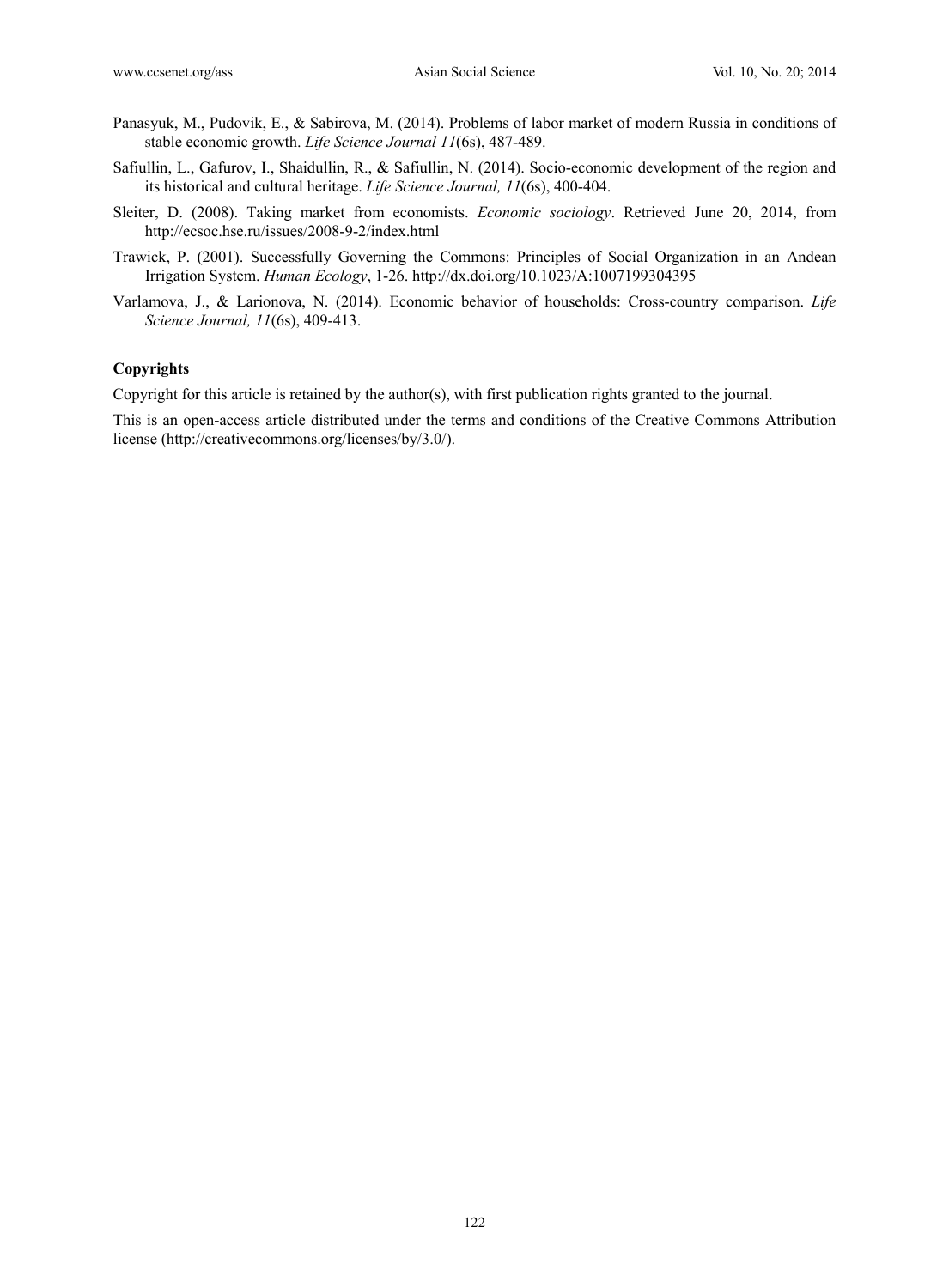Panasyuk, M., Pudovik, E., & Sabirova, M. (2014). Problems of labor market of modern Russia in conditions of stable economic growth. *Life Science Journal 11*(6s), 487-489.

Safiullin, L., Gafurov, I., Shaidullin, R., & Safiullin, N. (2014). Socio-economic development of the region and its historical and cultural heritage. *Life Science Journal, 11*(6s), 400-404.

Sleiter, D. (2008). Taking market from economists. *Economic sociology*. Retrieved June 20, 2014, from http://ecsoc.hse.ru/issues/2008-9-2/index.html

Trawick, P. (2001). Successfully Governing the Commons: Principles of Social Organization in an Andean Irrigation System. *Human Ecology*, 1-26. http://dx.doi.org/10.1023/A:1007199304395

Varlamova, J., & Larionova, N. (2014). Economic behavior of households: Cross-country comparison. *Life Science Journal, 11*(6s), 409-413.

**Copyrights**

Copyright for this article is retained by the author(s), with first publication rights granted to the journal.

This is an open-access article distributed under the terms and conditions of the Creative Commons Attribution license (http://creativecommons.org/licenses/by/3.0/).